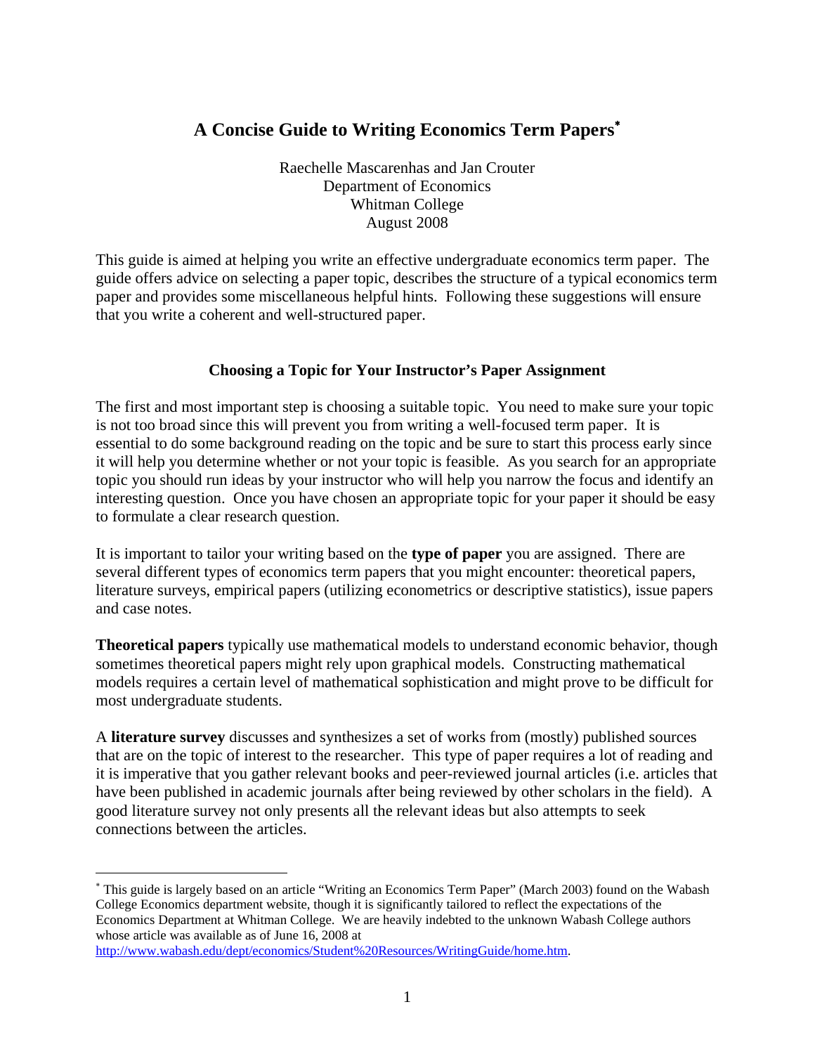# A Concise Guide to Writing Economics Term Papers[*]

Raechelle Mascarenhas and Jan Crouter
Department of Economics
Whitman College
August 2008

This guide is aimed at helping you write an effective undergraduate economics term paper. The guide offers advice on selecting a paper topic, describes the structure of a typical economics term paper and provides some miscellaneous helpful hints. Following these suggestions will ensure that you write a coherent and well-structured paper.

## Choosing a Topic for Your Instructor's Paper Assignment

The first and most important step is choosing a suitable topic. You need to make sure your topic is not too broad since this will prevent you from writing a well-focused term paper. It is essential to do some background reading on the topic and be sure to start this process early since it will help you determine whether or not your topic is feasible. As you search for an appropriate topic you should run ideas by your instructor who will help you narrow the focus and identify an interesting question. Once you have chosen an appropriate topic for your paper it should be easy to formulate a clear research question.

It is important to tailor your writing based on the **type of paper** you are assigned. There are several different types of economics term papers that you might encounter: theoretical papers, literature surveys, empirical papers (utilizing econometrics or descriptive statistics), issue papers and case notes.

**Theoretical papers** typically use mathematical models to understand economic behavior, though sometimes theoretical papers might rely upon graphical models. Constructing mathematical models requires a certain level of mathematical sophistication and might prove to be difficult for most undergraduate students.

A **literature survey** discusses and synthesizes a set of works from (mostly) published sources that are on the topic of interest to the researcher. This type of paper requires a lot of reading and it is imperative that you gather relevant books and peer-reviewed journal articles (i.e. articles that have been published in academic journals after being reviewed by other scholars in the field). A good literature survey not only presents all the relevant ideas but also attempts to seek connections between the articles.

---

[*] This guide is largely based on an article "Writing an Economics Term Paper" (March 2003) found on the Wabash College Economics department website, though it is significantly tailored to reflect the expectations of the Economics Department at Whitman College. We are heavily indebted to the unknown Wabash College authors whose article was available as of June 16, 2008 at http://www.wabash.edu/dept/economics/Student%20Resources/WritingGuide/home.htm.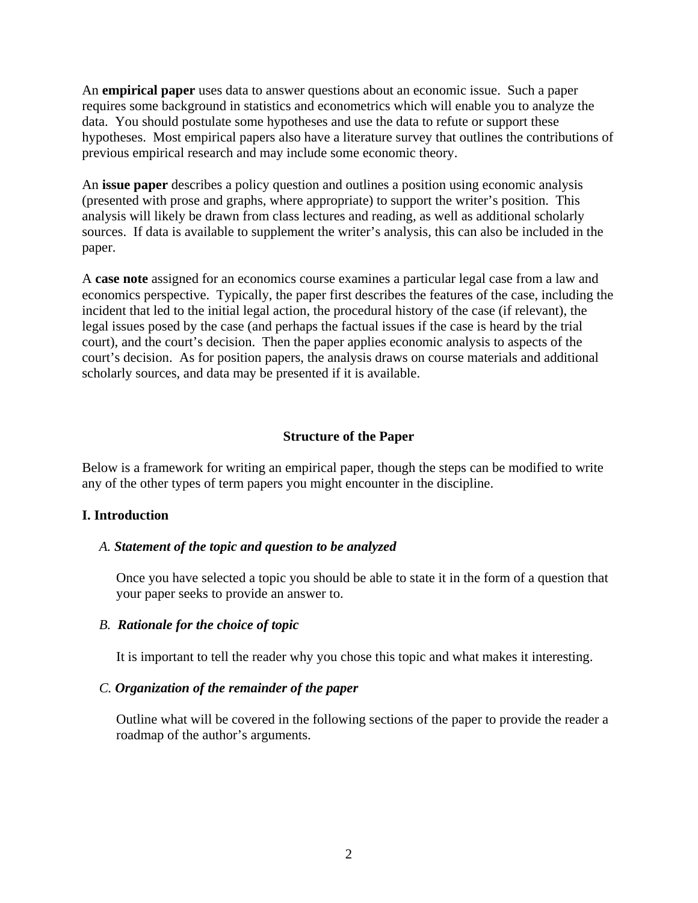An **empirical paper** uses data to answer questions about an economic issue. Such a paper requires some background in statistics and econometrics which will enable you to analyze the data. You should postulate some hypotheses and use the data to refute or support these hypotheses. Most empirical papers also have a literature survey that outlines the contributions of previous empirical research and may include some economic theory.

An **issue paper** describes a policy question and outlines a position using economic analysis (presented with prose and graphs, where appropriate) to support the writer's position. This analysis will likely be drawn from class lectures and reading, as well as additional scholarly sources. If data is available to supplement the writer's analysis, this can also be included in the paper.

A **case note** assigned for an economics course examines a particular legal case from a law and economics perspective. Typically, the paper first describes the features of the case, including the incident that led to the initial legal action, the procedural history of the case (if relevant), the legal issues posed by the case (and perhaps the factual issues if the case is heard by the trial court), and the court's decision. Then the paper applies economic analysis to aspects of the court's decision. As for position papers, the analysis draws on course materials and additional scholarly sources, and data may be presented if it is available.

## Structure of the Paper

Below is a framework for writing an empirical paper, though the steps can be modified to write any of the other types of term papers you might encounter in the discipline.

### I. Introduction

#### A. *Statement of the topic and question to be analyzed*

Once you have selected a topic you should be able to state it in the form of a question that your paper seeks to provide an answer to.

#### B. *Rationale for the choice of topic*

It is important to tell the reader why you chose this topic and what makes it interesting.

#### C. *Organization of the remainder of the paper*

Outline what will be covered in the following sections of the paper to provide the reader a roadmap of the author's arguments.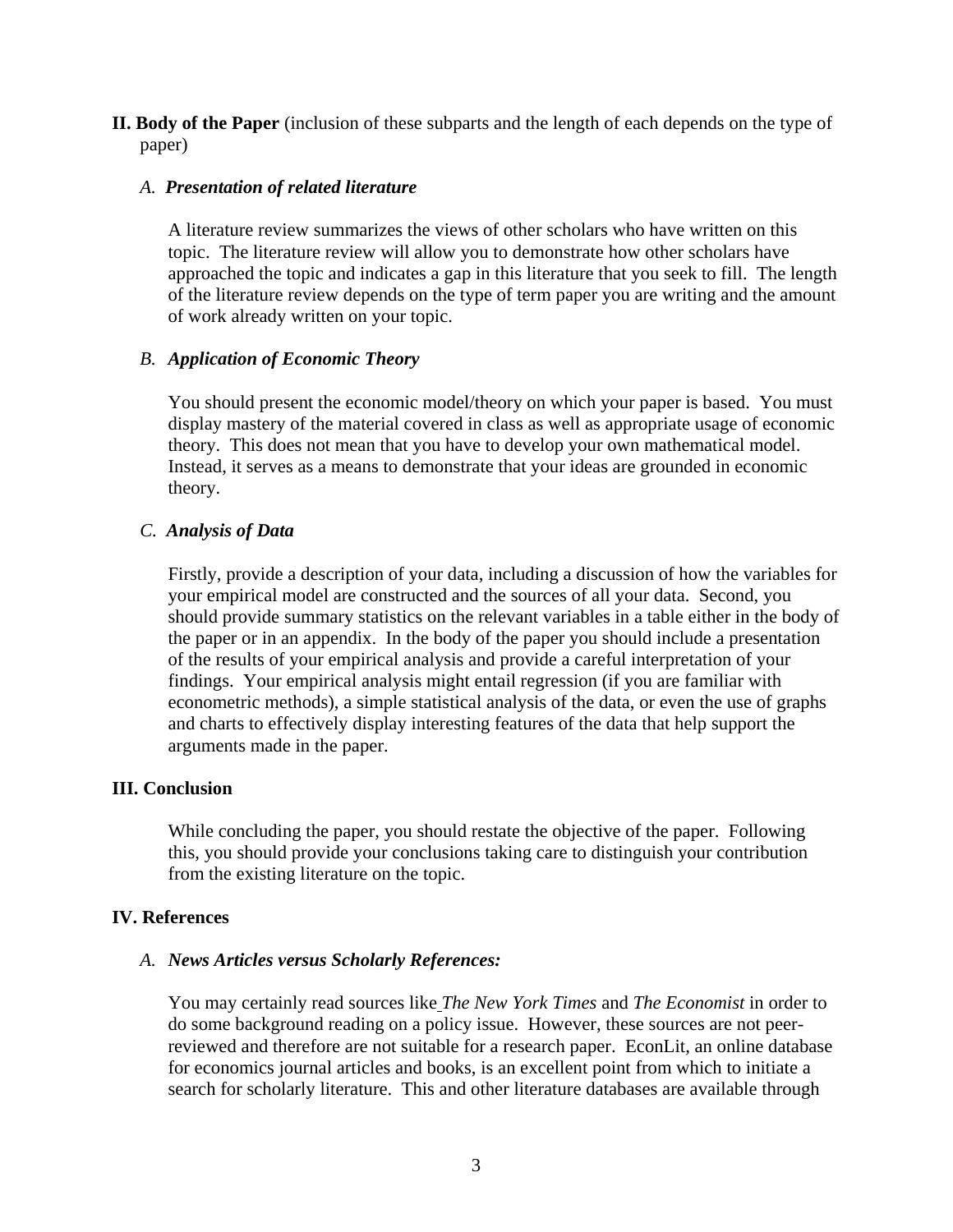## II. Body of the Paper (inclusion of these subparts and the length of each depends on the type of paper)

### *A. Presentation of related literature*

A literature review summarizes the views of other scholars who have written on this topic. The literature review will allow you to demonstrate how other scholars have approached the topic and indicates a gap in this literature that you seek to fill. The length of the literature review depends on the type of term paper you are writing and the amount of work already written on your topic.

### *B. Application of Economic Theory*

You should present the economic model/theory on which your paper is based. You must display mastery of the material covered in class as well as appropriate usage of economic theory. This does not mean that you have to develop your own mathematical model. Instead, it serves as a means to demonstrate that your ideas are grounded in economic theory.

### *C. Analysis of Data*

Firstly, provide a description of your data, including a discussion of how the variables for your empirical model are constructed and the sources of all your data. Second, you should provide summary statistics on the relevant variables in a table either in the body of the paper or in an appendix. In the body of the paper you should include a presentation of the results of your empirical analysis and provide a careful interpretation of your findings. Your empirical analysis might entail regression (if you are familiar with econometric methods), a simple statistical analysis of the data, or even the use of graphs and charts to effectively display interesting features of the data that help support the arguments made in the paper.

## III. Conclusion

While concluding the paper, you should restate the objective of the paper. Following this, you should provide your conclusions taking care to distinguish your contribution from the existing literature on the topic.

## IV. References

### *A. News Articles versus Scholarly References:*

You may certainly read sources like *The New York Times* and *The Economist* in order to do some background reading on a policy issue. However, these sources are not peer-reviewed and therefore are not suitable for a research paper. EconLit, an online database for economics journal articles and books, is an excellent point from which to initiate a search for scholarly literature. This and other literature databases are available through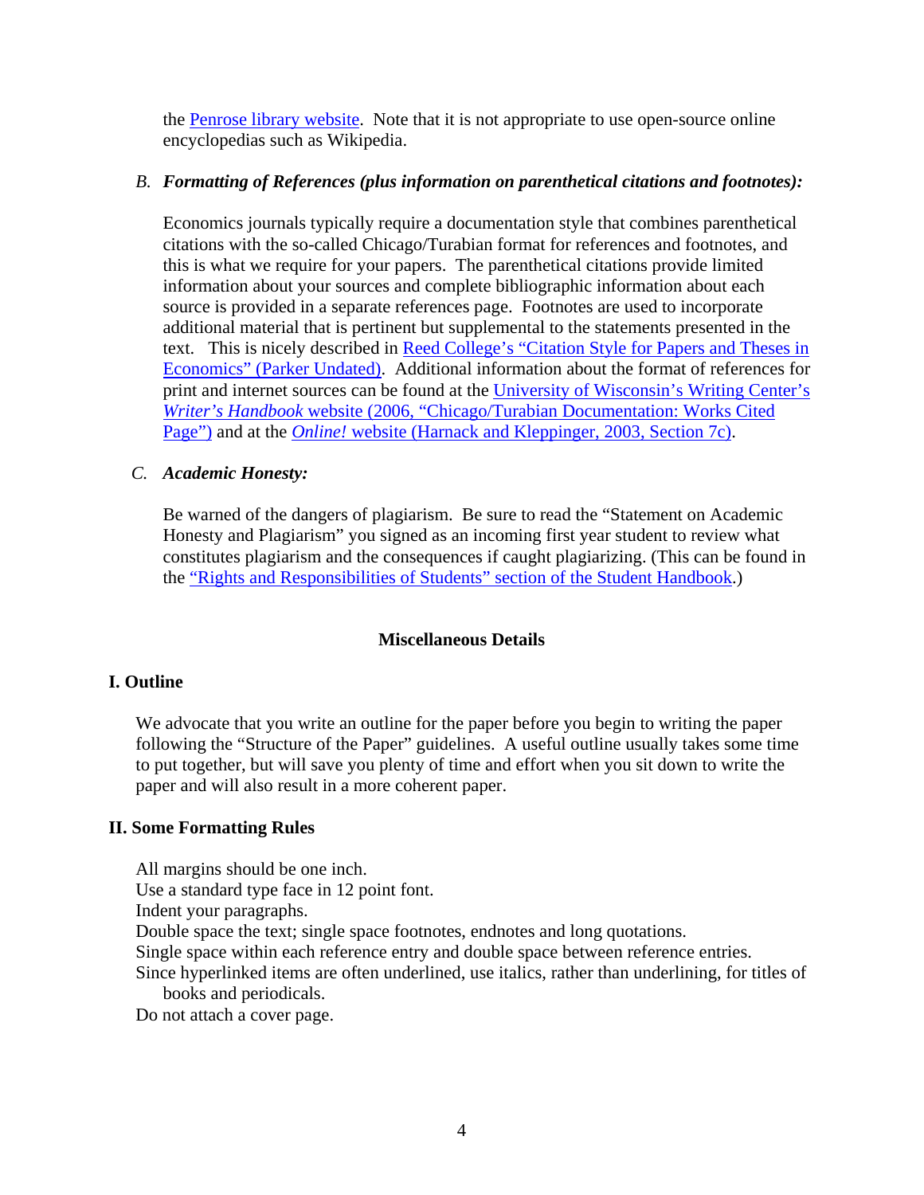the Penrose library website. Note that it is not appropriate to use open-source online encyclopedias such as Wikipedia.

*B. **Formatting of References (plus information on parenthetical citations and footnotes):***

Economics journals typically require a documentation style that combines parenthetical citations with the so-called Chicago/Turabian format for references and footnotes, and this is what we require for your papers. The parenthetical citations provide limited information about your sources and complete bibliographic information about each source is provided in a separate references page. Footnotes are used to incorporate additional material that is pertinent but supplemental to the statements presented in the text. This is nicely described in Reed College's "Citation Style for Papers and Theses in Economics" (Parker Undated). Additional information about the format of references for print and internet sources can be found at the University of Wisconsin's Writing Center's *Writer's Handbook* website (2006, "Chicago/Turabian Documentation: Works Cited Page") and at the *Online!* website (Harnack and Kleppinger, 2003, Section 7c).

*C. **Academic Honesty:***

Be warned of the dangers of plagiarism. Be sure to read the "Statement on Academic Honesty and Plagiarism" you signed as an incoming first year student to review what constitutes plagiarism and the consequences if caught plagiarizing. (This can be found in the "Rights and Responsibilities of Students" section of the Student Handbook.)

## Miscellaneous Details

### I. Outline

We advocate that you write an outline for the paper before you begin to writing the paper following the "Structure of the Paper" guidelines. A useful outline usually takes some time to put together, but will save you plenty of time and effort when you sit down to write the paper and will also result in a more coherent paper.

### II. Some Formatting Rules

All margins should be one inch.
Use a standard type face in 12 point font.
Indent your paragraphs.
Double space the text; single space footnotes, endnotes and long quotations.
Single space within each reference entry and double space between reference entries.
Since hyperlinked items are often underlined, use italics, rather than underlining, for titles of books and periodicals.
Do not attach a cover page.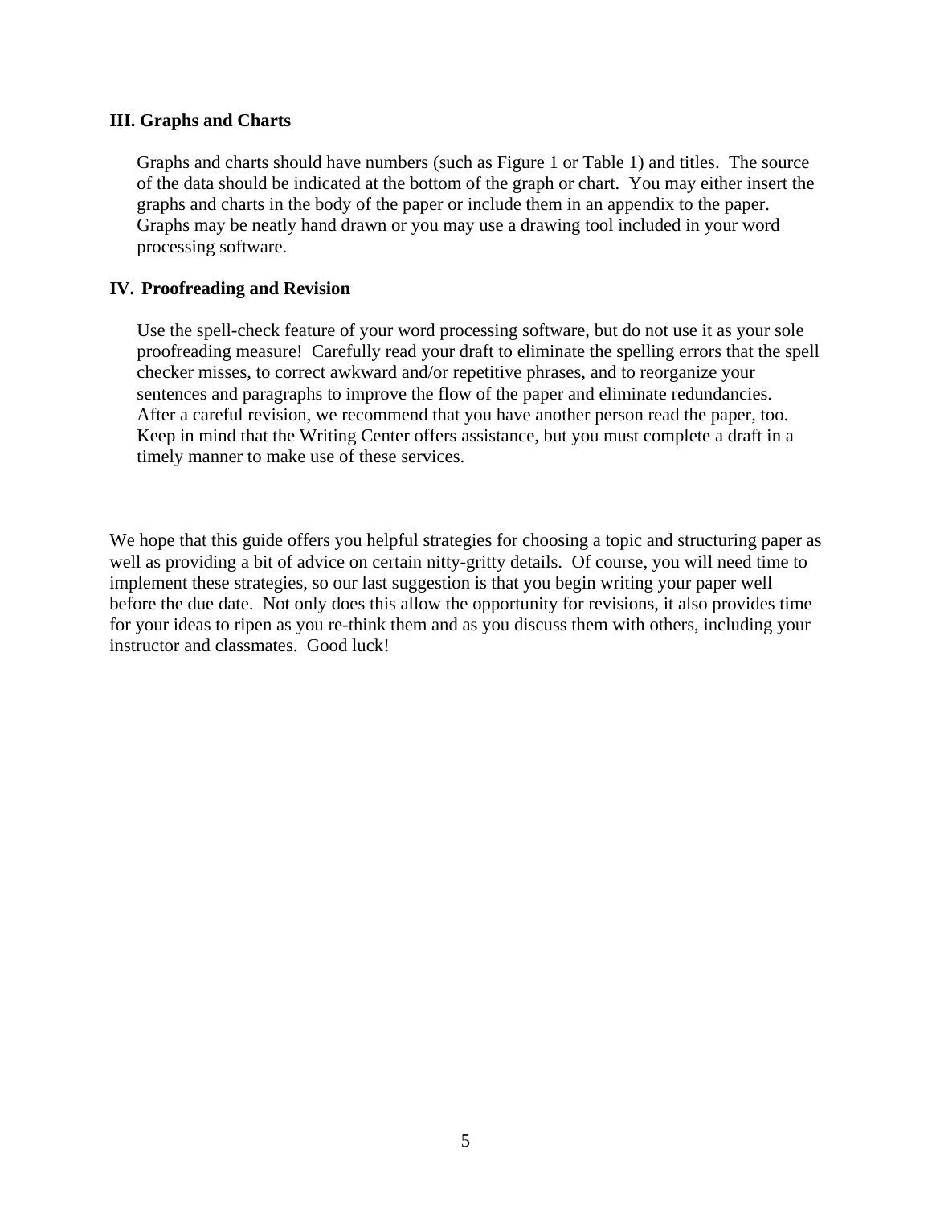### III. Graphs and Charts

Graphs and charts should have numbers (such as Figure 1 or Table 1) and titles. The source of the data should be indicated at the bottom of the graph or chart. You may either insert the graphs and charts in the body of the paper or include them in an appendix to the paper. Graphs may be neatly hand drawn or you may use a drawing tool included in your word processing software.

### IV. Proofreading and Revision

Use the spell-check feature of your word processing software, but do not use it as your sole proofreading measure! Carefully read your draft to eliminate the spelling errors that the spell checker misses, to correct awkward and/or repetitive phrases, and to reorganize your sentences and paragraphs to improve the flow of the paper and eliminate redundancies. After a careful revision, we recommend that you have another person read the paper, too. Keep in mind that the Writing Center offers assistance, but you must complete a draft in a timely manner to make use of these services.

We hope that this guide offers you helpful strategies for choosing a topic and structuring paper as well as providing a bit of advice on certain nitty-gritty details. Of course, you will need time to implement these strategies, so our last suggestion is that you begin writing your paper well before the due date. Not only does this allow the opportunity for revisions, it also provides time for your ideas to ripen as you re-think them and as you discuss them with others, including your instructor and classmates. Good luck!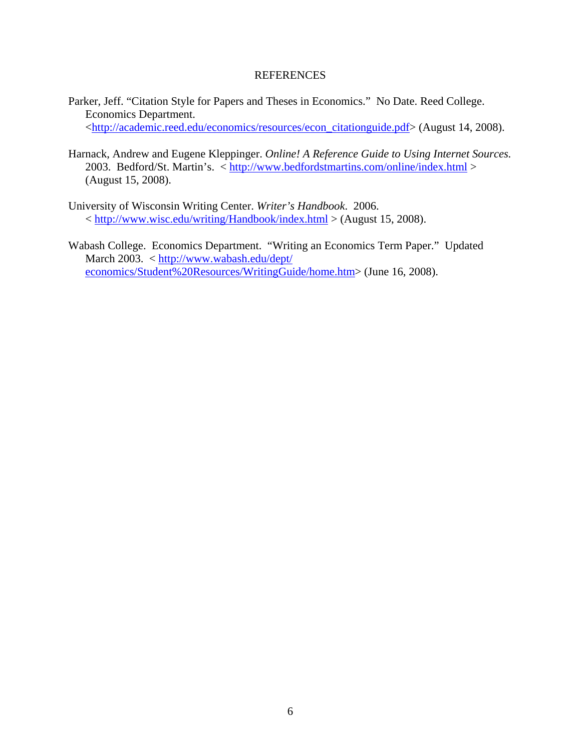# REFERENCES

Parker, Jeff. "Citation Style for Papers and Theses in Economics." No Date. Reed College. Economics Department. <http://academic.reed.edu/economics/resources/econ_citationguide.pdf> (August 14, 2008).

Harnack, Andrew and Eugene Kleppinger. *Online! A Reference Guide to Using Internet Sources.* 2003. Bedford/St. Martin's. < http://www.bedfordstmartins.com/online/index.html > (August 15, 2008).

University of Wisconsin Writing Center. *Writer's Handbook*. 2006. < http://www.wisc.edu/writing/Handbook/index.html > (August 15, 2008).

Wabash College. Economics Department. "Writing an Economics Term Paper." Updated March 2003. < http://www.wabash.edu/dept/economics/Student%20Resources/WritingGuide/home.htm> (June 16, 2008).